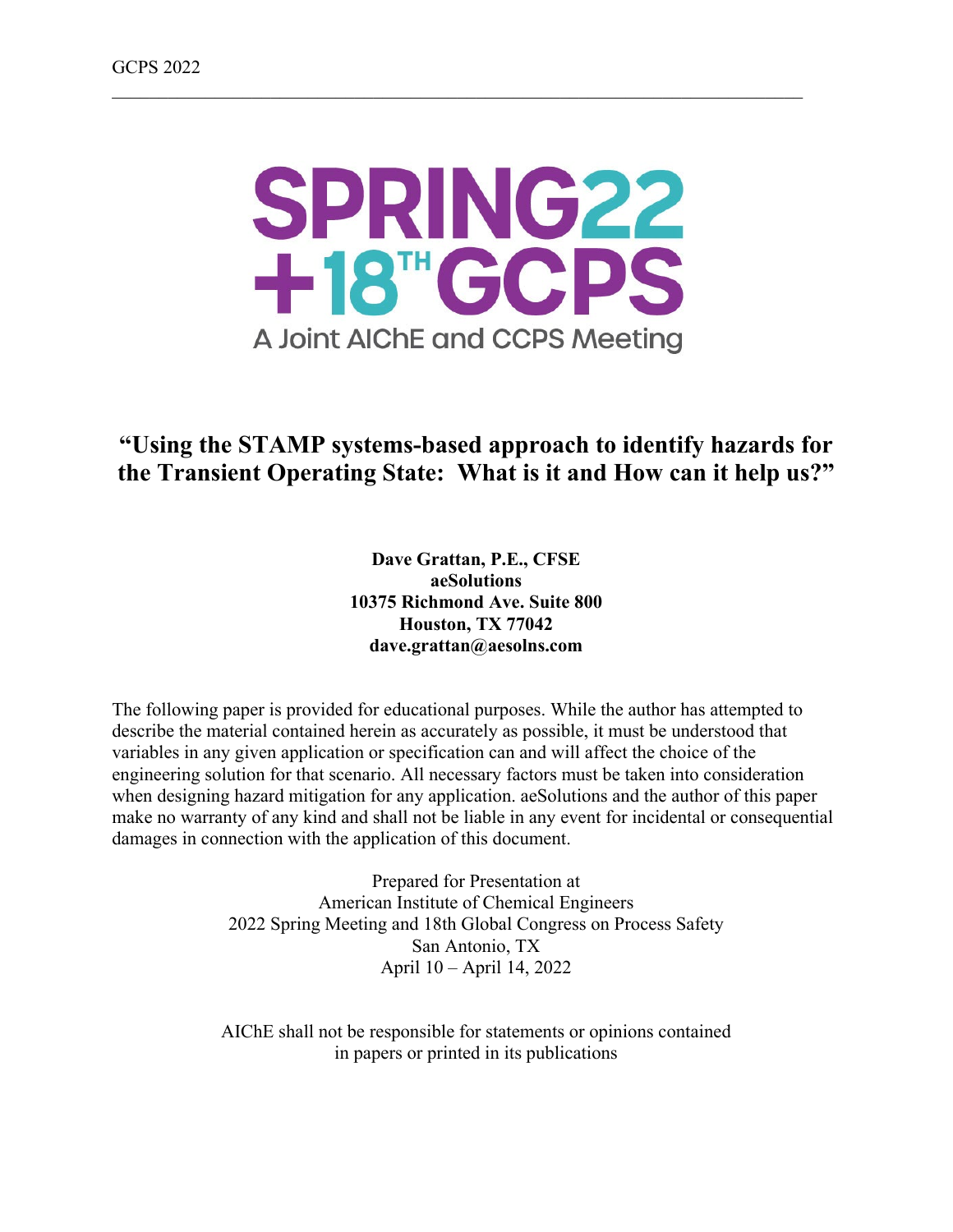GCPS 2022

SPRING22 +18TH GCPS

A Joint AIChE and CCPS Meeting

# "Using the STAMP systems-based approach to identify hazards for the Transient Operating State: What is it and How can it help us?"

**Dave Grattan, P.E., CFSE**
**aeSolutions**
**10375 Richmond Ave. Suite 800**
**Houston, TX 77042**
**dave.grattan@aesolns.com**

The following paper is provided for educational purposes. While the author has attempted to describe the material contained herein as accurately as possible, it must be understood that variables in any given application or specification can and will affect the choice of the engineering solution for that scenario. All necessary factors must be taken into consideration when designing hazard mitigation for any application. aeSolutions and the author of this paper make no warranty of any kind and shall not be liable in any event for incidental or consequential damages in connection with the application of this document.

Prepared for Presentation at
American Institute of Chemical Engineers
2022 Spring Meeting and 18th Global Congress on Process Safety
San Antonio, TX
April 10 – April 14, 2022

AIChE shall not be responsible for statements or opinions contained in papers or printed in its publications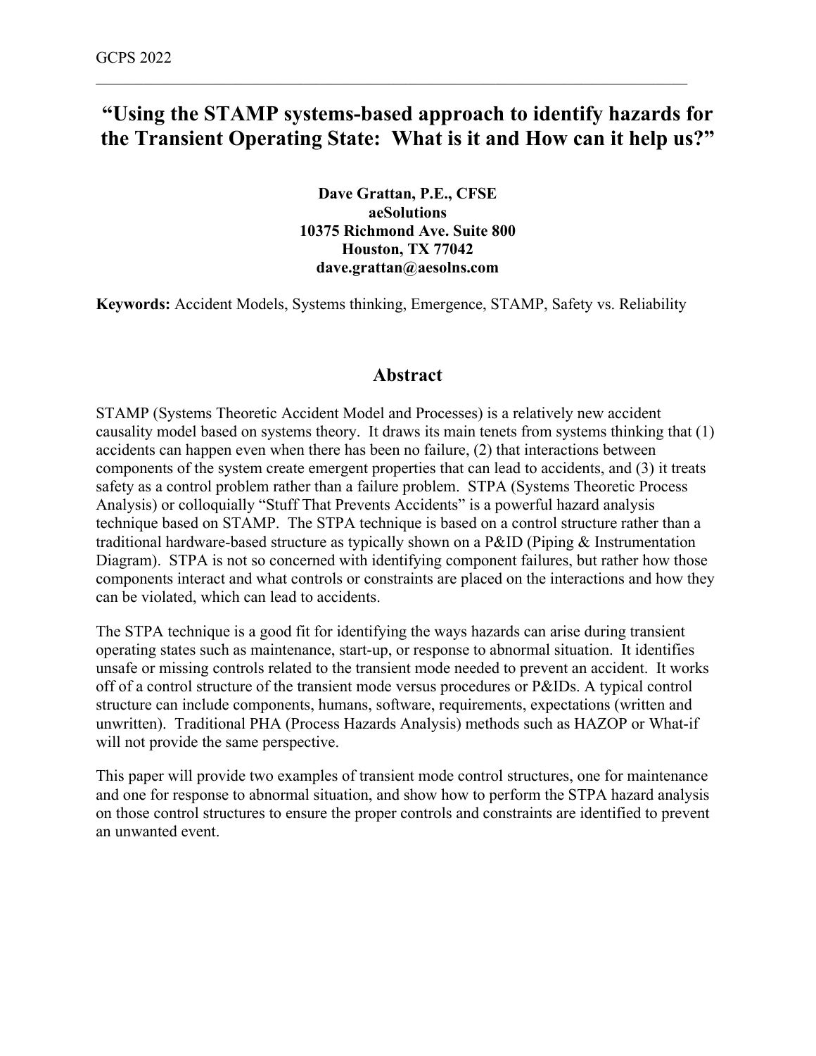# "Using the STAMP systems-based approach to identify hazards for the Transient Operating State: What is it and How can it help us?"

**Dave Grattan, P.E., CFSE**
**aeSolutions**
**10375 Richmond Ave. Suite 800**
**Houston, TX 77042**
**dave.grattan@aesolns.com**

**Keywords:** Accident Models, Systems thinking, Emergence, STAMP, Safety vs. Reliability

## Abstract

STAMP (Systems Theoretic Accident Model and Processes) is a relatively new accident causality model based on systems theory. It draws its main tenets from systems thinking that (1) accidents can happen even when there has been no failure, (2) that interactions between components of the system create emergent properties that can lead to accidents, and (3) it treats safety as a control problem rather than a failure problem. STPA (Systems Theoretic Process Analysis) or colloquially "Stuff That Prevents Accidents" is a powerful hazard analysis technique based on STAMP. The STPA technique is based on a control structure rather than a traditional hardware-based structure as typically shown on a P&ID (Piping & Instrumentation Diagram). STPA is not so concerned with identifying component failures, but rather how those components interact and what controls or constraints are placed on the interactions and how they can be violated, which can lead to accidents.

The STPA technique is a good fit for identifying the ways hazards can arise during transient operating states such as maintenance, start-up, or response to abnormal situation. It identifies unsafe or missing controls related to the transient mode needed to prevent an accident. It works off of a control structure of the transient mode versus procedures or P&IDs. A typical control structure can include components, humans, software, requirements, expectations (written and unwritten). Traditional PHA (Process Hazards Analysis) methods such as HAZOP or What-if will not provide the same perspective.

This paper will provide two examples of transient mode control structures, one for maintenance and one for response to abnormal situation, and show how to perform the STPA hazard analysis on those control structures to ensure the proper controls and constraints are identified to prevent an unwanted event.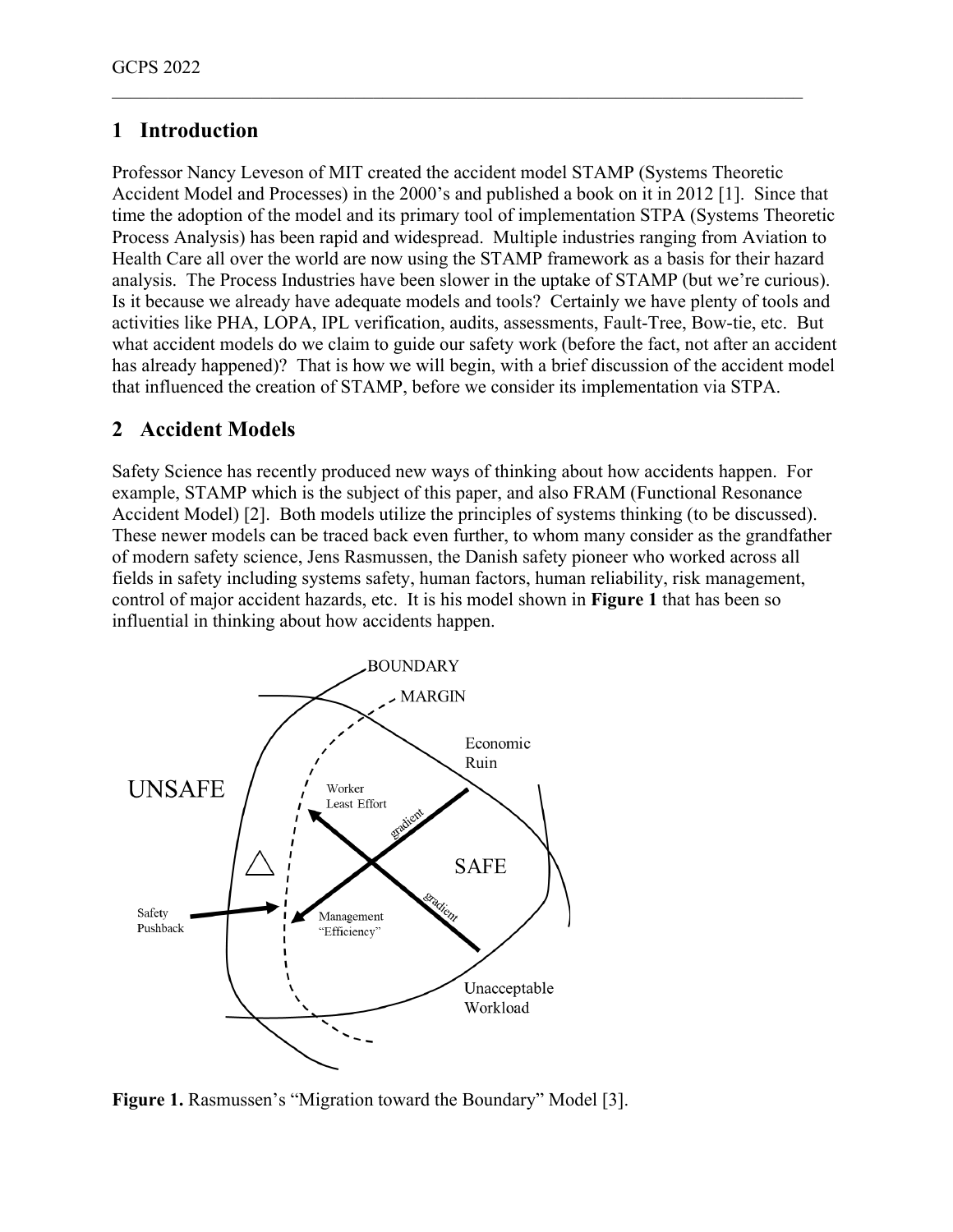## 1 Introduction

Professor Nancy Leveson of MIT created the accident model STAMP (Systems Theoretic Accident Model and Processes) in the 2000's and published a book on it in 2012 [1]. Since that time the adoption of the model and its primary tool of implementation STPA (Systems Theoretic Process Analysis) has been rapid and widespread. Multiple industries ranging from Aviation to Health Care all over the world are now using the STAMP framework as a basis for their hazard analysis. The Process Industries have been slower in the uptake of STAMP (but we're curious). Is it because we already have adequate models and tools? Certainly we have plenty of tools and activities like PHA, LOPA, IPL verification, audits, assessments, Fault-Tree, Bow-tie, etc. But what accident models do we claim to guide our safety work (before the fact, not after an accident has already happened)? That is how we will begin, with a brief discussion of the accident model that influenced the creation of STAMP, before we consider its implementation via STPA.

## 2 Accident Models

Safety Science has recently produced new ways of thinking about how accidents happen. For example, STAMP which is the subject of this paper, and also FRAM (Functional Resonance Accident Model) [2]. Both models utilize the principles of systems thinking (to be discussed). These newer models can be traced back even further, to whom many consider as the grandfather of modern safety science, Jens Rasmussen, the Danish safety pioneer who worked across all fields in safety including systems safety, human factors, human reliability, risk management, control of major accident hazards, etc. It is his model shown in **Figure 1** that has been so influential in thinking about how accidents happen.

**Figure 1.** Rasmussen's "Migration toward the Boundary" Model [3].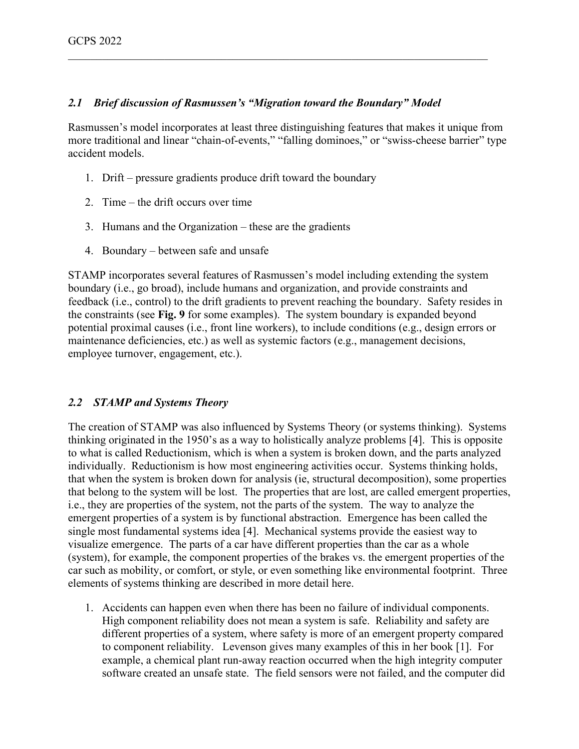### *2.1 Brief discussion of Rasmussen's "Migration toward the Boundary" Model*

Rasmussen's model incorporates at least three distinguishing features that makes it unique from more traditional and linear "chain-of-events," "falling dominoes," or "swiss-cheese barrier" type accident models.

1. Drift – pressure gradients produce drift toward the boundary
2. Time – the drift occurs over time
3. Humans and the Organization – these are the gradients
4. Boundary – between safe and unsafe

STAMP incorporates several features of Rasmussen's model including extending the system boundary (i.e., go broad), include humans and organization, and provide constraints and feedback (i.e., control) to the drift gradients to prevent reaching the boundary. Safety resides in the constraints (see **Fig. 9** for some examples). The system boundary is expanded beyond potential proximal causes (i.e., front line workers), to include conditions (e.g., design errors or maintenance deficiencies, etc.) as well as systemic factors (e.g., management decisions, employee turnover, engagement, etc.).

### *2.2 STAMP and Systems Theory*

The creation of STAMP was also influenced by Systems Theory (or systems thinking). Systems thinking originated in the 1950's as a way to holistically analyze problems [4]. This is opposite to what is called Reductionism, which is when a system is broken down, and the parts analyzed individually. Reductionism is how most engineering activities occur. Systems thinking holds, that when the system is broken down for analysis (ie, structural decomposition), some properties that belong to the system will be lost. The properties that are lost, are called emergent properties, i.e., they are properties of the system, not the parts of the system. The way to analyze the emergent properties of a system is by functional abstraction. Emergence has been called the single most fundamental systems idea [4]. Mechanical systems provide the easiest way to visualize emergence. The parts of a car have different properties than the car as a whole (system), for example, the component properties of the brakes vs. the emergent properties of the car such as mobility, or comfort, or style, or even something like environmental footprint. Three elements of systems thinking are described in more detail here.

1. Accidents can happen even when there has been no failure of individual components. High component reliability does not mean a system is safe. Reliability and safety are different properties of a system, where safety is more of an emergent property compared to component reliability. Levenson gives many examples of this in her book [1]. For example, a chemical plant run-away reaction occurred when the high integrity computer software created an unsafe state. The field sensors were not failed, and the computer did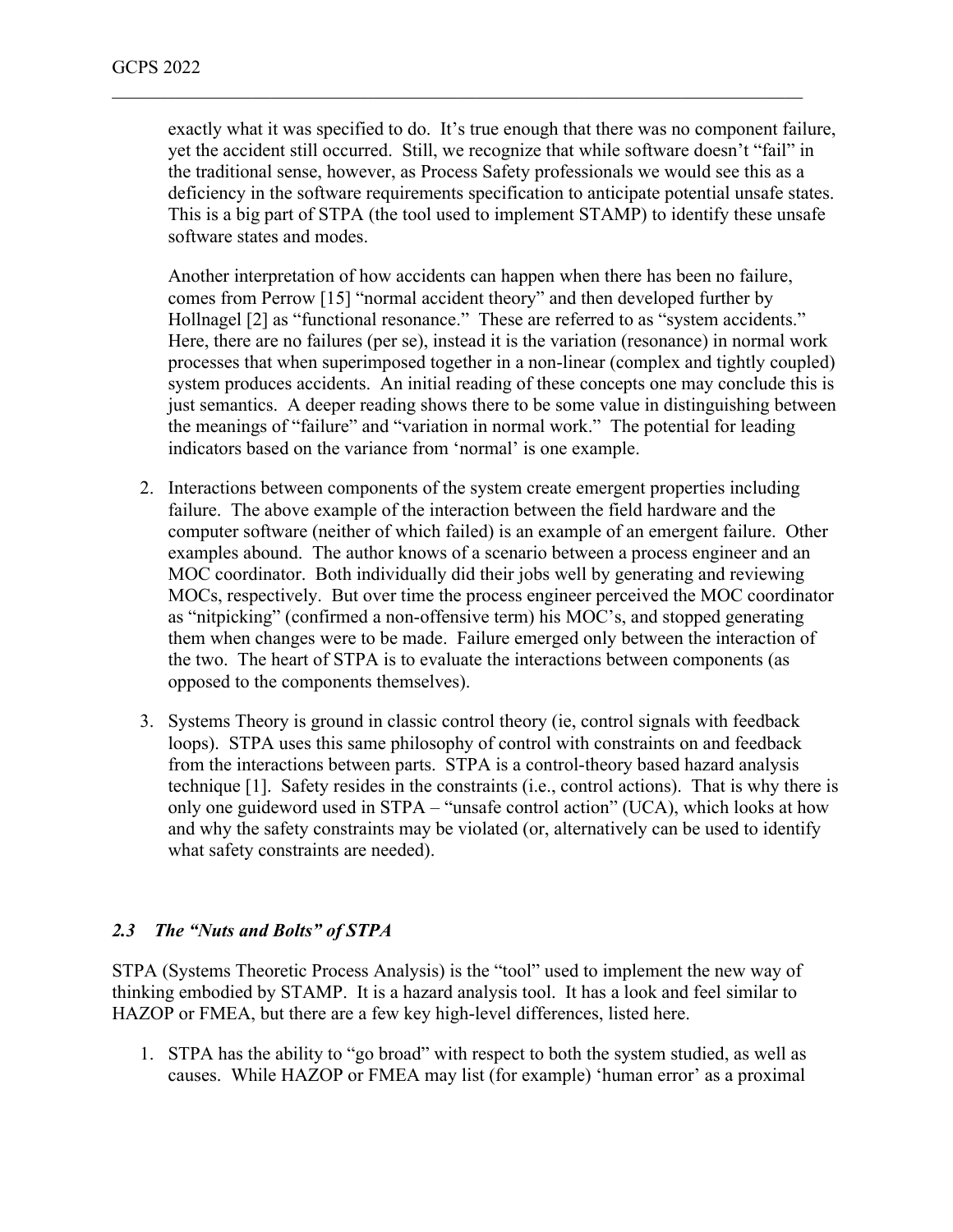exactly what it was specified to do. It's true enough that there was no component failure, yet the accident still occurred. Still, we recognize that while software doesn't "fail" in the traditional sense, however, as Process Safety professionals we would see this as a deficiency in the software requirements specification to anticipate potential unsafe states. This is a big part of STPA (the tool used to implement STAMP) to identify these unsafe software states and modes.

Another interpretation of how accidents can happen when there has been no failure, comes from Perrow [15] "normal accident theory" and then developed further by Hollnagel [2] as "functional resonance." These are referred to as "system accidents." Here, there are no failures (per se), instead it is the variation (resonance) in normal work processes that when superimposed together in a non-linear (complex and tightly coupled) system produces accidents. An initial reading of these concepts one may conclude this is just semantics. A deeper reading shows there to be some value in distinguishing between the meanings of "failure" and "variation in normal work." The potential for leading indicators based on the variance from 'normal' is one example.

2. Interactions between components of the system create emergent properties including failure. The above example of the interaction between the field hardware and the computer software (neither of which failed) is an example of an emergent failure. Other examples abound. The author knows of a scenario between a process engineer and an MOC coordinator. Both individually did their jobs well by generating and reviewing MOCs, respectively. But over time the process engineer perceived the MOC coordinator as "nitpicking" (confirmed a non-offensive term) his MOC's, and stopped generating them when changes were to be made. Failure emerged only between the interaction of the two. The heart of STPA is to evaluate the interactions between components (as opposed to the components themselves).

3. Systems Theory is ground in classic control theory (ie, control signals with feedback loops). STPA uses this same philosophy of control with constraints on and feedback from the interactions between parts. STPA is a control-theory based hazard analysis technique [1]. Safety resides in the constraints (i.e., control actions). That is why there is only one guideword used in STPA – "unsafe control action" (UCA), which looks at how and why the safety constraints may be violated (or, alternatively can be used to identify what safety constraints are needed).

### *2.3 The "Nuts and Bolts" of STPA*

STPA (Systems Theoretic Process Analysis) is the "tool" used to implement the new way of thinking embodied by STAMP. It is a hazard analysis tool. It has a look and feel similar to HAZOP or FMEA, but there are a few key high-level differences, listed here.

1. STPA has the ability to "go broad" with respect to both the system studied, as well as causes. While HAZOP or FMEA may list (for example) 'human error' as a proximal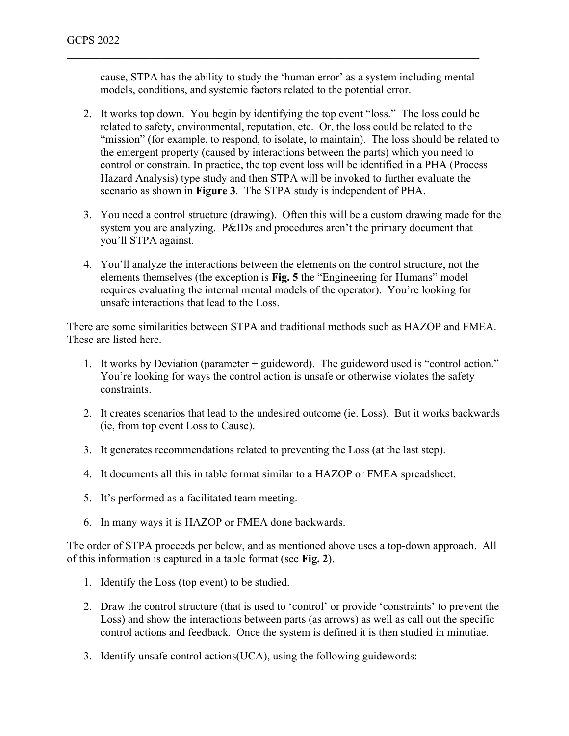cause, STPA has the ability to study the 'human error' as a system including mental models, conditions, and systemic factors related to the potential error.

2. It works top down. You begin by identifying the top event "loss." The loss could be related to safety, environmental, reputation, etc. Or, the loss could be related to the "mission" (for example, to respond, to isolate, to maintain). The loss should be related to the emergent property (caused by interactions between the parts) which you need to control or constrain. In practice, the top event loss will be identified in a PHA (Process Hazard Analysis) type study and then STPA will be invoked to further evaluate the scenario as shown in **Figure 3**. The STPA study is independent of PHA.

3. You need a control structure (drawing). Often this will be a custom drawing made for the system you are analyzing. P&IDs and procedures aren't the primary document that you'll STPA against.

4. You'll analyze the interactions between the elements on the control structure, not the elements themselves (the exception is **Fig. 5** the "Engineering for Humans" model requires evaluating the internal mental models of the operator). You're looking for unsafe interactions that lead to the Loss.

There are some similarities between STPA and traditional methods such as HAZOP and FMEA. These are listed here.

1. It works by Deviation (parameter + guideword). The guideword used is "control action." You're looking for ways the control action is unsafe or otherwise violates the safety constraints.

2. It creates scenarios that lead to the undesired outcome (ie. Loss). But it works backwards (ie, from top event Loss to Cause).

3. It generates recommendations related to preventing the Loss (at the last step).

4. It documents all this in table format similar to a HAZOP or FMEA spreadsheet.

5. It's performed as a facilitated team meeting.

6. In many ways it is HAZOP or FMEA done backwards.

The order of STPA proceeds per below, and as mentioned above uses a top-down approach. All of this information is captured in a table format (see **Fig. 2**).

1. Identify the Loss (top event) to be studied.

2. Draw the control structure (that is used to 'control' or provide 'constraints' to prevent the Loss) and show the interactions between parts (as arrows) as well as call out the specific control actions and feedback. Once the system is defined it is then studied in minutiae.

3. Identify unsafe control actions(UCA), using the following guidewords: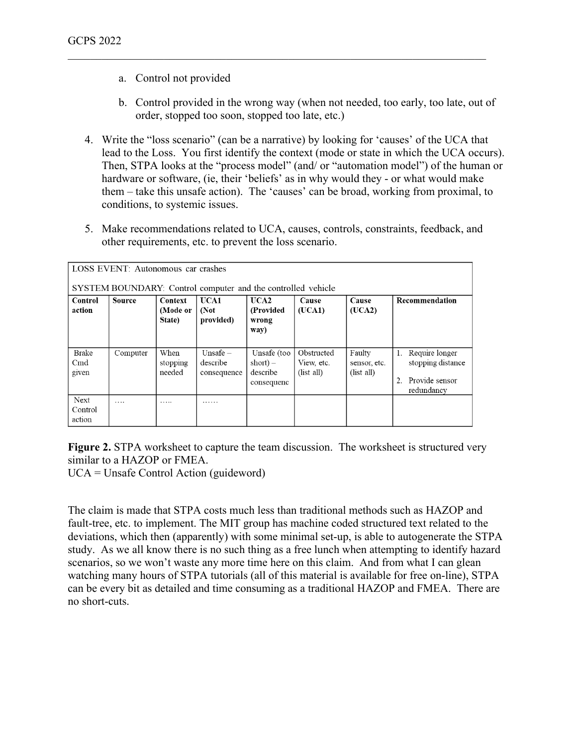a. Control not provided

   b. Control provided in the wrong way (when not needed, too early, too late, out of order, stopped too soon, stopped too late, etc.)

4. Write the "loss scenario" (can be a narrative) by looking for 'causes' of the UCA that lead to the Loss. You first identify the context (mode or state in which the UCA occurs). Then, STPA looks at the "process model" (and/ or "automation model") of the human or hardware or software, (ie, their 'beliefs' as in why would they - or what would make them – take this unsafe action). The 'causes' can be broad, working from proximal, to conditions, to systemic issues.

5. Make recommendations related to UCA, causes, controls, constraints, feedback, and other requirements, etc. to prevent the loss scenario.

| LOSS EVENT: Autonomous car crashes<br><br>SYSTEM BOUNDARY: Control computer and the controlled vehicle | | | | | | | |
|---|---|---|---|---|---|---|---|
| **Control action** | **Source** | **Context (Mode or State)** | **UCA1 (Not provided)** | **UCA2 (Provided wrong way)** | **Cause (UCA1)** | **Cause (UCA2)** | **Recommendation** |
| Brake Cmd given | Computer | When stopping needed | Unsafe – describe consequence | Unsafe (too short) – describe consequenc | Obstructed View, etc. (list all) | Faulty sensor, etc. (list all) | 1. Require longer stopping distance<br>2. Provide sensor redundancy |
| Next Control action | …. | ….. | …… | | | | |

**Figure 2.** STPA worksheet to capture the team discussion. The worksheet is structured very similar to a HAZOP or FMEA.
UCA = Unsafe Control Action (guideword)

The claim is made that STPA costs much less than traditional methods such as HAZOP and fault-tree, etc. to implement. The MIT group has machine coded structured text related to the deviations, which then (apparently) with some minimal set-up, is able to autogenerate the STPA study. As we all know there is no such thing as a free lunch when attempting to identify hazard scenarios, so we won't waste any more time here on this claim. And from what I can glean watching many hours of STPA tutorials (all of this material is available for free on-line), STPA can be every bit as detailed and time consuming as a traditional HAZOP and FMEA. There are no short-cuts.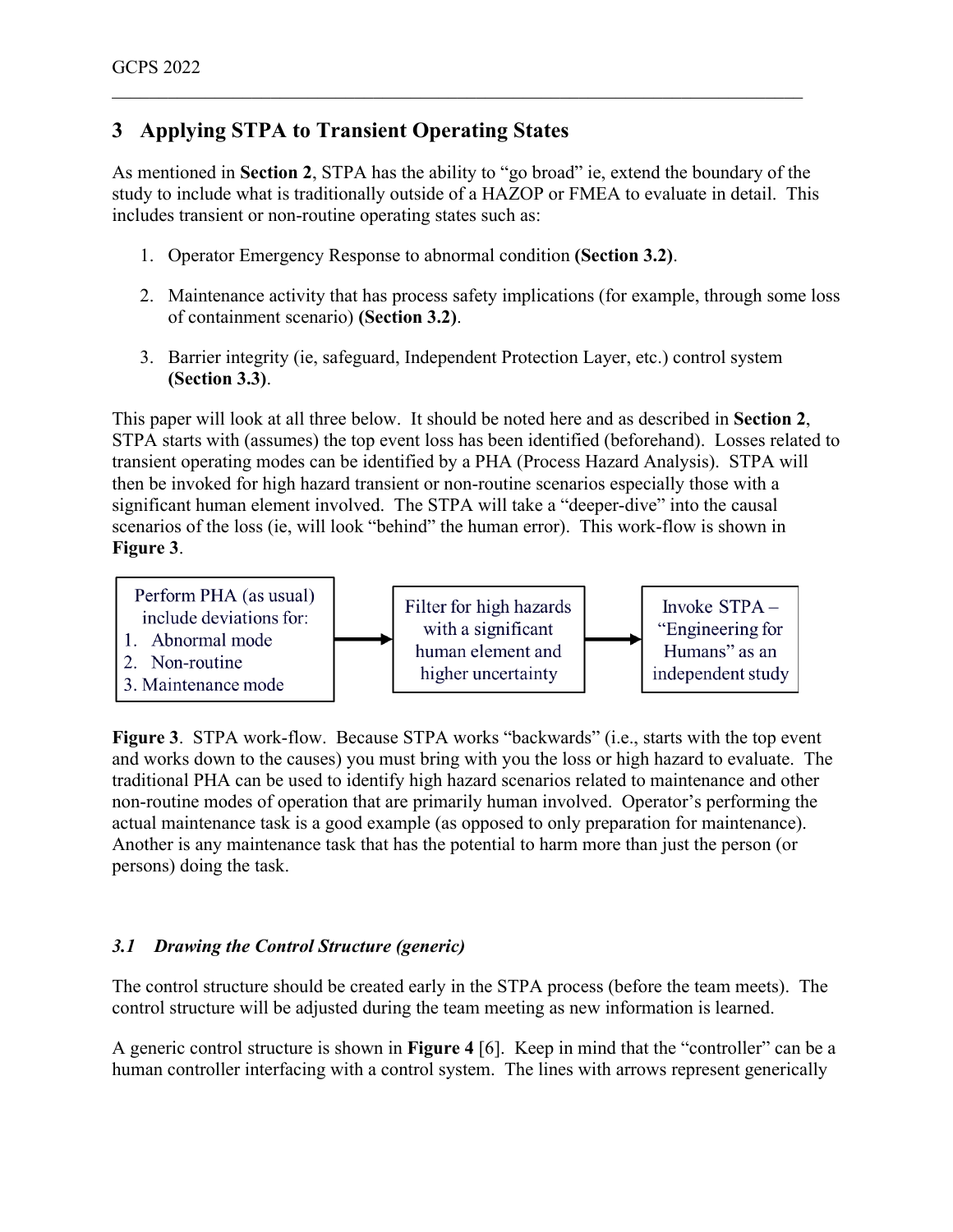## 3 Applying STPA to Transient Operating States

As mentioned in **Section 2**, STPA has the ability to "go broad" ie, extend the boundary of the study to include what is traditionally outside of a HAZOP or FMEA to evaluate in detail. This includes transient or non-routine operating states such as:

1. Operator Emergency Response to abnormal condition **(Section 3.2)**.

2. Maintenance activity that has process safety implications (for example, through some loss of containment scenario) **(Section 3.2)**.

3. Barrier integrity (ie, safeguard, Independent Protection Layer, etc.) control system **(Section 3.3)**.

This paper will look at all three below. It should be noted here and as described in **Section 2**, STPA starts with (assumes) the top event loss has been identified (beforehand). Losses related to transient operating modes can be identified by a PHA (Process Hazard Analysis). STPA will then be invoked for high hazard transient or non-routine scenarios especially those with a significant human element involved. The STPA will take a "deeper-dive" into the causal scenarios of the loss (ie, will look "behind" the human error). This work-flow is shown in **Figure 3**.

Perform PHA (as usual) include deviations for:
1. Abnormal mode
2. Non-routine
3. Maintenance mode

→ Filter for high hazards with a significant human element and higher uncertainty

→ Invoke STPA – "Engineering for Humans" as an independent study

**Figure 3**. STPA work-flow. Because STPA works "backwards" (i.e., starts with the top event and works down to the causes) you must bring with you the loss or high hazard to evaluate. The traditional PHA can be used to identify high hazard scenarios related to maintenance and other non-routine modes of operation that are primarily human involved. Operator's performing the actual maintenance task is a good example (as opposed to only preparation for maintenance). Another is any maintenance task that has the potential to harm more than just the person (or persons) doing the task.

### *3.1 Drawing the Control Structure (generic)*

The control structure should be created early in the STPA process (before the team meets). The control structure will be adjusted during the team meeting as new information is learned.

A generic control structure is shown in **Figure 4** [6]. Keep in mind that the "controller" can be a human controller interfacing with a control system. The lines with arrows represent generically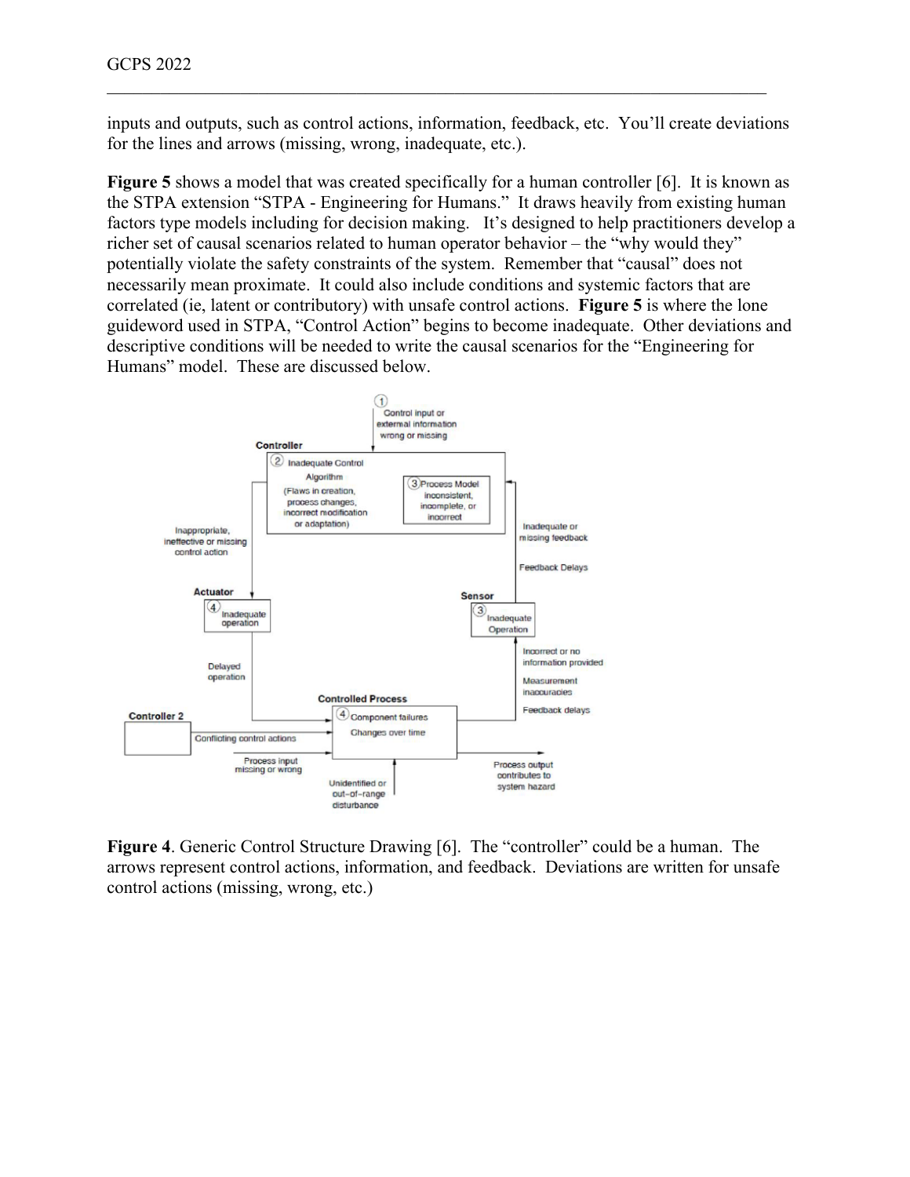inputs and outputs, such as control actions, information, feedback, etc. You'll create deviations for the lines and arrows (missing, wrong, inadequate, etc.).

**Figure 5** shows a model that was created specifically for a human controller [6]. It is known as the STPA extension "STPA - Engineering for Humans." It draws heavily from existing human factors type models including for decision making. It's designed to help practitioners develop a richer set of causal scenarios related to human operator behavior – the "why would they" potentially violate the safety constraints of the system. Remember that "causal" does not necessarily mean proximate. It could also include conditions and systemic factors that are correlated (ie, latent or contributory) with unsafe control actions. **Figure 5** is where the lone guideword used in STPA, "Control Action" begins to become inadequate. Other deviations and descriptive conditions will be needed to write the causal scenarios for the "Engineering for Humans" model. These are discussed below.

**Figure 4**. Generic Control Structure Drawing [6]. The "controller" could be a human. The arrows represent control actions, information, and feedback. Deviations are written for unsafe control actions (missing, wrong, etc.)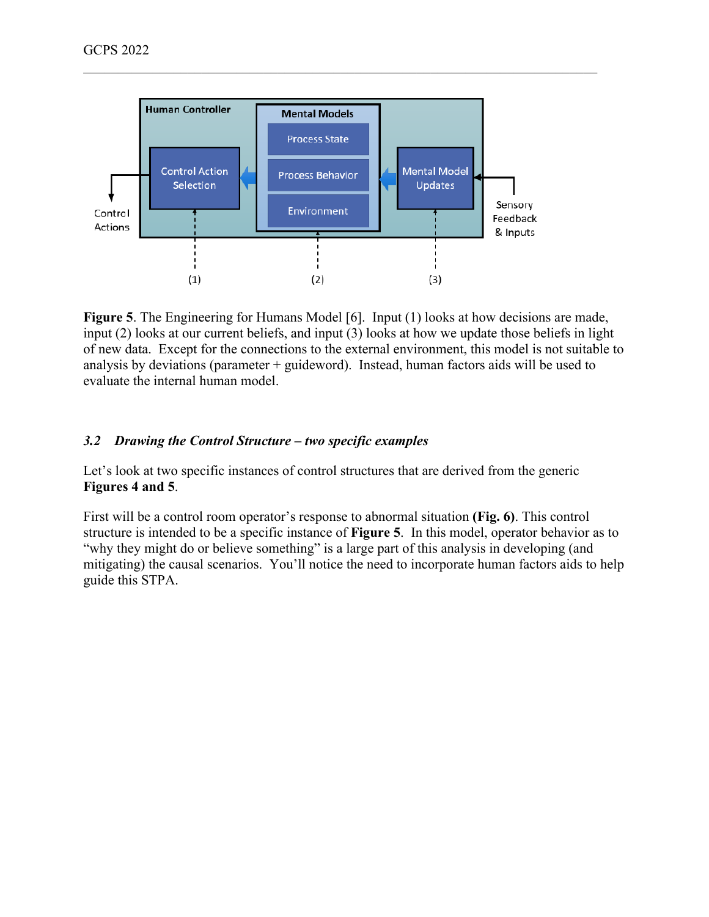**Figure 5**. The Engineering for Humans Model [6]. Input (1) looks at how decisions are made, input (2) looks at our current beliefs, and input (3) looks at how we update those beliefs in light of new data. Except for the connections to the external environment, this model is not suitable to analysis by deviations (parameter + guideword). Instead, human factors aids will be used to evaluate the internal human model.

### *3.2 Drawing the Control Structure – two specific examples*

Let's look at two specific instances of control structures that are derived from the generic **Figures 4 and 5**.

First will be a control room operator's response to abnormal situation **(Fig. 6)**. This control structure is intended to be a specific instance of **Figure 5**. In this model, operator behavior as to "why they might do or believe something" is a large part of this analysis in developing (and mitigating) the causal scenarios. You'll notice the need to incorporate human factors aids to help guide this STPA.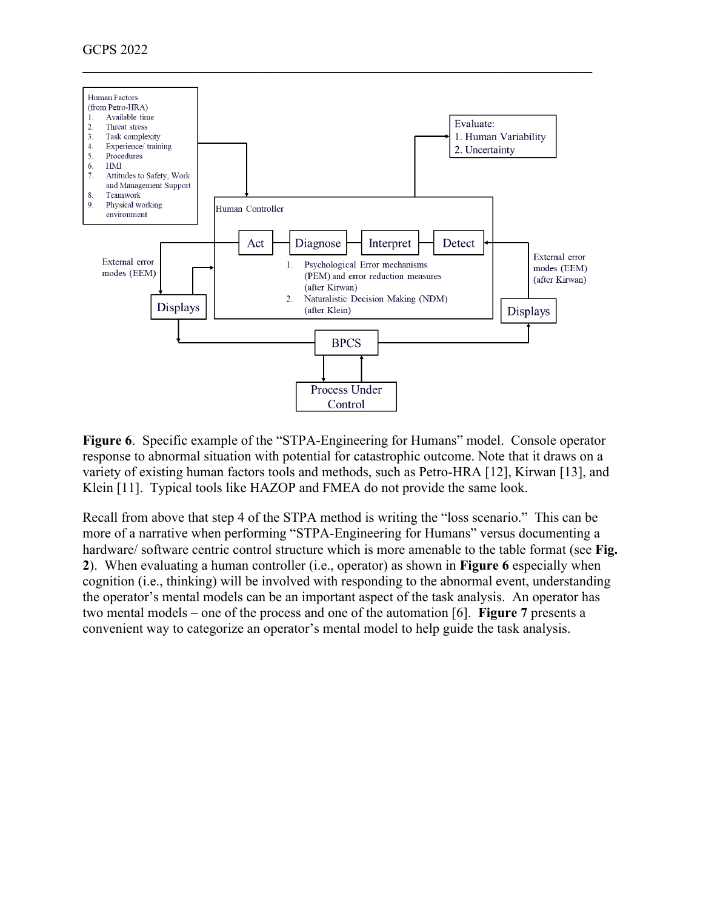**Figure 6**. Specific example of the "STPA-Engineering for Humans" model. Console operator response to abnormal situation with potential for catastrophic outcome. Note that it draws on a variety of existing human factors tools and methods, such as Petro-HRA [12], Kirwan [13], and Klein [11]. Typical tools like HAZOP and FMEA do not provide the same look.

Recall from above that step 4 of the STPA method is writing the "loss scenario." This can be more of a narrative when performing "STPA-Engineering for Humans" versus documenting a hardware/ software centric control structure which is more amenable to the table format (see **Fig. 2**). When evaluating a human controller (i.e., operator) as shown in **Figure 6** especially when cognition (i.e., thinking) will be involved with responding to the abnormal event, understanding the operator's mental models can be an important aspect of the task analysis. An operator has two mental models – one of the process and one of the automation [6]. **Figure 7** presents a convenient way to categorize an operator's mental model to help guide the task analysis.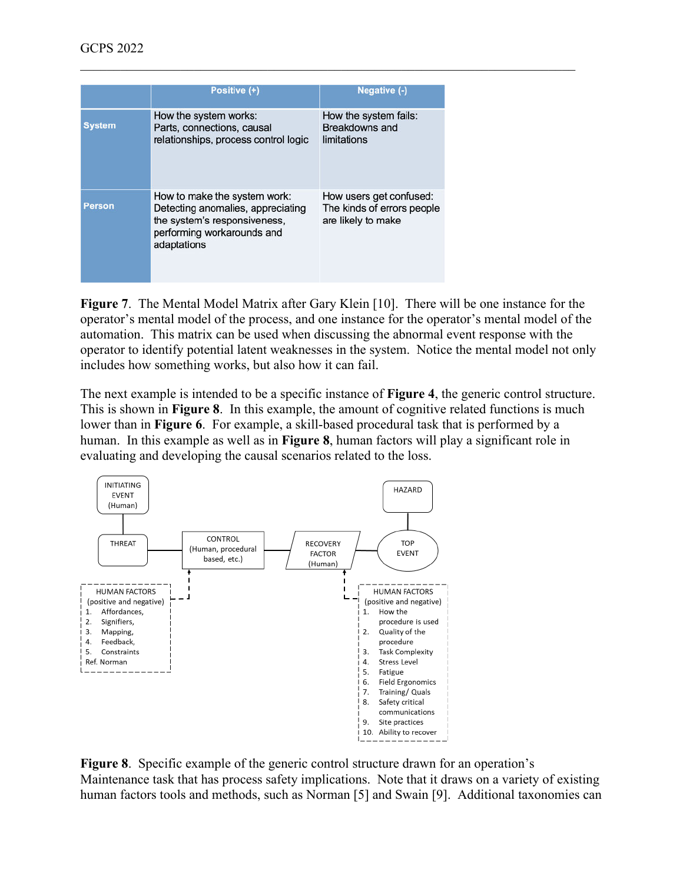| | Positive (+) | Negative (-) |
|---|---|---|
| System | How the system works: Parts, connections, causal relationships, process control logic | How the system fails: Breakdowns and limitations |
| Person | How to make the system work: Detecting anomalies, appreciating the system's responsiveness, performing workarounds and adaptations | How users get confused: The kinds of errors people are likely to make |

**Figure 7**. The Mental Model Matrix after Gary Klein [10]. There will be one instance for the operator's mental model of the process, and one instance for the operator's mental model of the automation. This matrix can be used when discussing the abnormal event response with the operator to identify potential latent weaknesses in the system. Notice the mental model not only includes how something works, but also how it can fail.

The next example is intended to be a specific instance of **Figure 4**, the generic control structure. This is shown in **Figure 8**. In this example, the amount of cognitive related functions is much lower than in **Figure 6**. For example, a skill-based procedural task that is performed by a human. In this example as well as in **Figure 8**, human factors will play a significant role in evaluating and developing the causal scenarios related to the loss.

INITIATING EVENT (Human)

THREAT

CONTROL (Human, procedural based, etc.)

RECOVERY FACTOR (Human)

HAZARD

TOP EVENT

HUMAN FACTORS (positive and negative)
1. Affordances,
2. Signifiers,
3. Mapping,
4. Feedback,
5. Constraints

Ref. Norman

HUMAN FACTORS (positive and negative)
1. How the procedure is used
2. Quality of the procedure
3. Task Complexity
4. Stress Level
5. Fatigue
6. Field Ergonomics
7. Training/ Quals
8. Safety critical communications
9. Site practices
10. Ability to recover

**Figure 8**. Specific example of the generic control structure drawn for an operation's Maintenance task that has process safety implications. Note that it draws on a variety of existing human factors tools and methods, such as Norman [5] and Swain [9]. Additional taxonomies can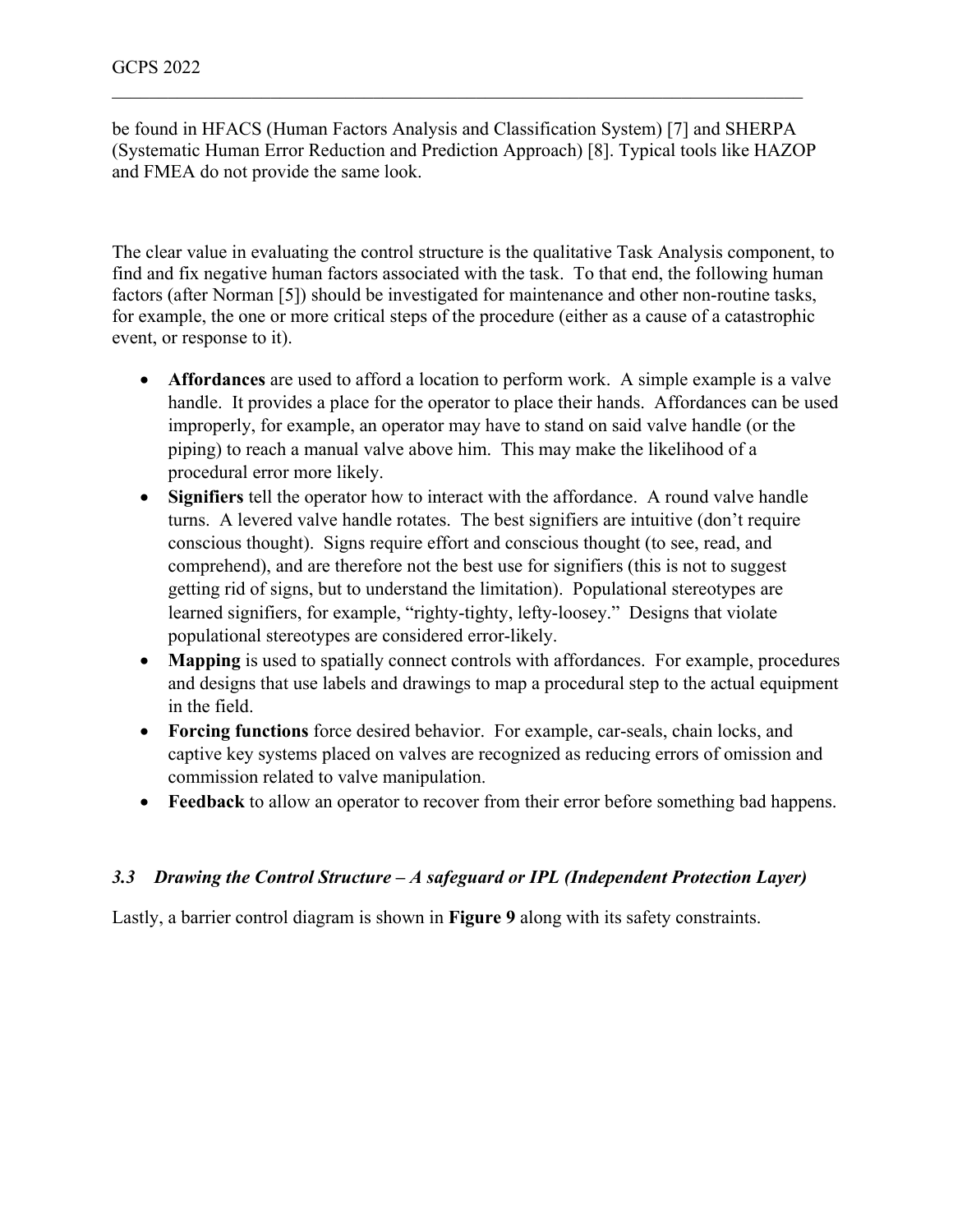be found in HFACS (Human Factors Analysis and Classification System) [7] and SHERPA (Systematic Human Error Reduction and Prediction Approach) [8]. Typical tools like HAZOP and FMEA do not provide the same look.

The clear value in evaluating the control structure is the qualitative Task Analysis component, to find and fix negative human factors associated with the task. To that end, the following human factors (after Norman [5]) should be investigated for maintenance and other non-routine tasks, for example, the one or more critical steps of the procedure (either as a cause of a catastrophic event, or response to it).

- **Affordances** are used to afford a location to perform work. A simple example is a valve handle. It provides a place for the operator to place their hands. Affordances can be used improperly, for example, an operator may have to stand on said valve handle (or the piping) to reach a manual valve above him. This may make the likelihood of a procedural error more likely.
- **Signifiers** tell the operator how to interact with the affordance. A round valve handle turns. A levered valve handle rotates. The best signifiers are intuitive (don't require conscious thought). Signs require effort and conscious thought (to see, read, and comprehend), and are therefore not the best use for signifiers (this is not to suggest getting rid of signs, but to understand the limitation). Populational stereotypes are learned signifiers, for example, "righty-tighty, lefty-loosey." Designs that violate populational stereotypes are considered error-likely.
- **Mapping** is used to spatially connect controls with affordances. For example, procedures and designs that use labels and drawings to map a procedural step to the actual equipment in the field.
- **Forcing functions** force desired behavior. For example, car-seals, chain locks, and captive key systems placed on valves are recognized as reducing errors of omission and commission related to valve manipulation.
- **Feedback** to allow an operator to recover from their error before something bad happens.

### *3.3 Drawing the Control Structure – A safeguard or IPL (Independent Protection Layer)*

Lastly, a barrier control diagram is shown in **Figure 9** along with its safety constraints.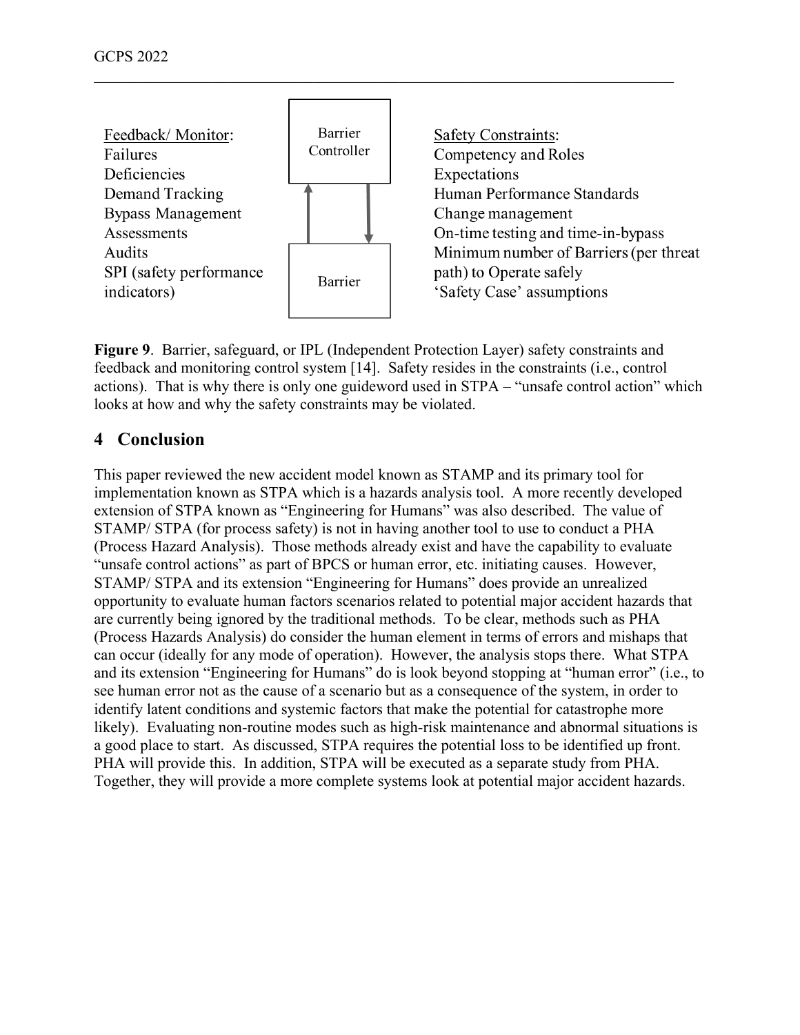Feedback/ Monitor:
Failures
Deficiencies
Demand Tracking
Bypass Management
Assessments
Audits
SPI (safety performance indicators)

Barrier Controller

Barrier

Safety Constraints:
Competency and Roles
Expectations
Human Performance Standards
Change management
On-time testing and time-in-bypass
Minimum number of Barriers (per threat path) to Operate safely
'Safety Case' assumptions

**Figure 9**. Barrier, safeguard, or IPL (Independent Protection Layer) safety constraints and feedback and monitoring control system [14]. Safety resides in the constraints (i.e., control actions). That is why there is only one guideword used in STPA – "unsafe control action" which looks at how and why the safety constraints may be violated.

## 4 Conclusion

This paper reviewed the new accident model known as STAMP and its primary tool for implementation known as STPA which is a hazards analysis tool. A more recently developed extension of STPA known as "Engineering for Humans" was also described. The value of STAMP/ STPA (for process safety) is not in having another tool to use to conduct a PHA (Process Hazard Analysis). Those methods already exist and have the capability to evaluate "unsafe control actions" as part of BPCS or human error, etc. initiating causes. However, STAMP/ STPA and its extension "Engineering for Humans" does provide an unrealized opportunity to evaluate human factors scenarios related to potential major accident hazards that are currently being ignored by the traditional methods. To be clear, methods such as PHA (Process Hazards Analysis) do consider the human element in terms of errors and mishaps that can occur (ideally for any mode of operation). However, the analysis stops there. What STPA and its extension "Engineering for Humans" do is look beyond stopping at "human error" (i.e., to see human error not as the cause of a scenario but as a consequence of the system, in order to identify latent conditions and systemic factors that make the potential for catastrophe more likely). Evaluating non-routine modes such as high-risk maintenance and abnormal situations is a good place to start. As discussed, STPA requires the potential loss to be identified up front. PHA will provide this. In addition, STPA will be executed as a separate study from PHA. Together, they will provide a more complete systems look at potential major accident hazards.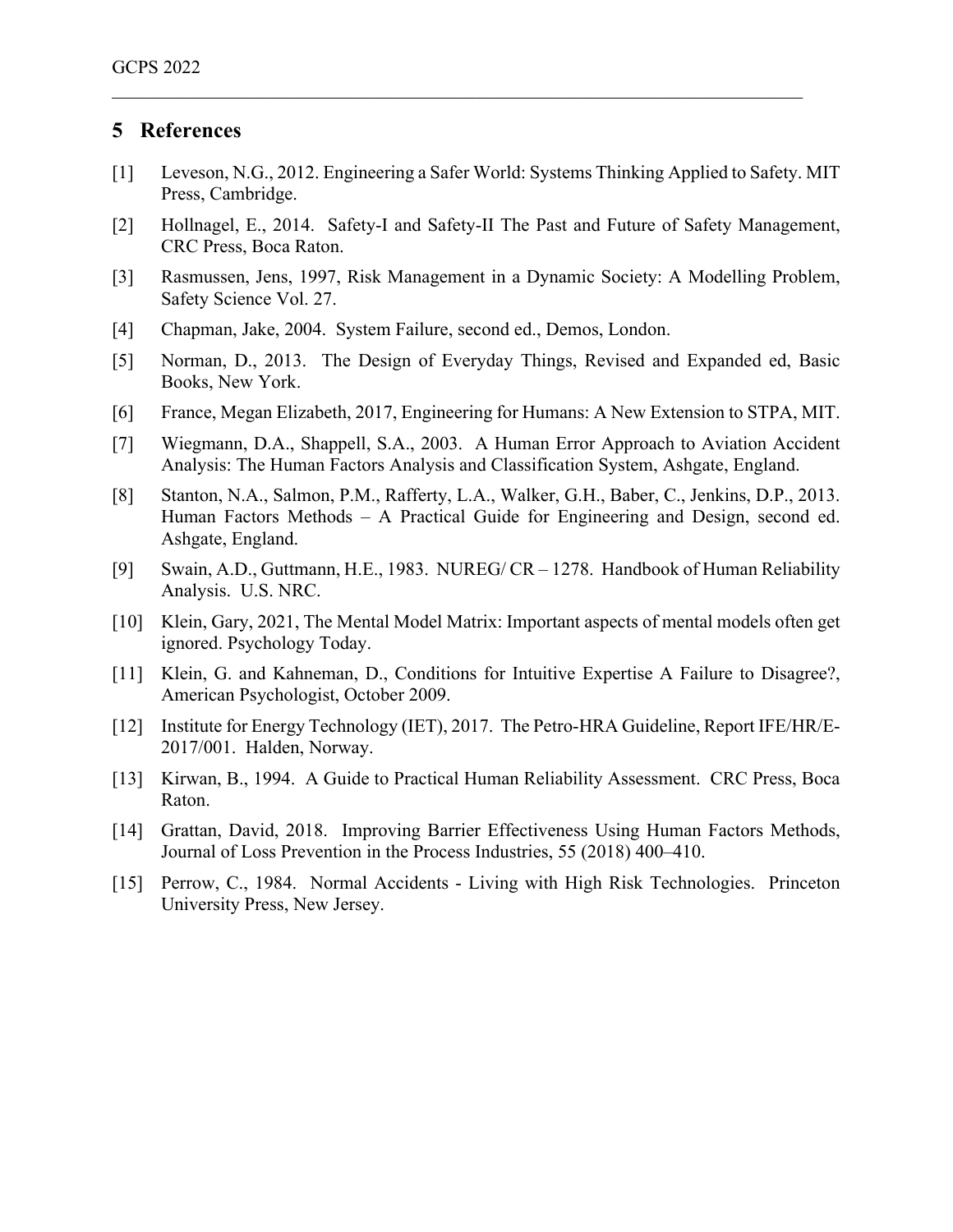## 5 References

[1] Leveson, N.G., 2012. Engineering a Safer World: Systems Thinking Applied to Safety. MIT Press, Cambridge.

[2] Hollnagel, E., 2014. Safety-I and Safety-II The Past and Future of Safety Management, CRC Press, Boca Raton.

[3] Rasmussen, Jens, 1997, Risk Management in a Dynamic Society: A Modelling Problem, Safety Science Vol. 27.

[4] Chapman, Jake, 2004. System Failure, second ed., Demos, London.

[5] Norman, D., 2013. The Design of Everyday Things, Revised and Expanded ed, Basic Books, New York.

[6] France, Megan Elizabeth, 2017, Engineering for Humans: A New Extension to STPA, MIT.

[7] Wiegmann, D.A., Shappell, S.A., 2003. A Human Error Approach to Aviation Accident Analysis: The Human Factors Analysis and Classification System, Ashgate, England.

[8] Stanton, N.A., Salmon, P.M., Rafferty, L.A., Walker, G.H., Baber, C., Jenkins, D.P., 2013. Human Factors Methods – A Practical Guide for Engineering and Design, second ed. Ashgate, England.

[9] Swain, A.D., Guttmann, H.E., 1983. NUREG/ CR – 1278. Handbook of Human Reliability Analysis. U.S. NRC.

[10] Klein, Gary, 2021, The Mental Model Matrix: Important aspects of mental models often get ignored. Psychology Today.

[11] Klein, G. and Kahneman, D., Conditions for Intuitive Expertise A Failure to Disagree?, American Psychologist, October 2009.

[12] Institute for Energy Technology (IET), 2017. The Petro-HRA Guideline, Report IFE/HR/E-2017/001. Halden, Norway.

[13] Kirwan, B., 1994. A Guide to Practical Human Reliability Assessment. CRC Press, Boca Raton.

[14] Grattan, David, 2018. Improving Barrier Effectiveness Using Human Factors Methods, Journal of Loss Prevention in the Process Industries, 55 (2018) 400–410.

[15] Perrow, C., 1984. Normal Accidents - Living with High Risk Technologies. Princeton University Press, New Jersey.